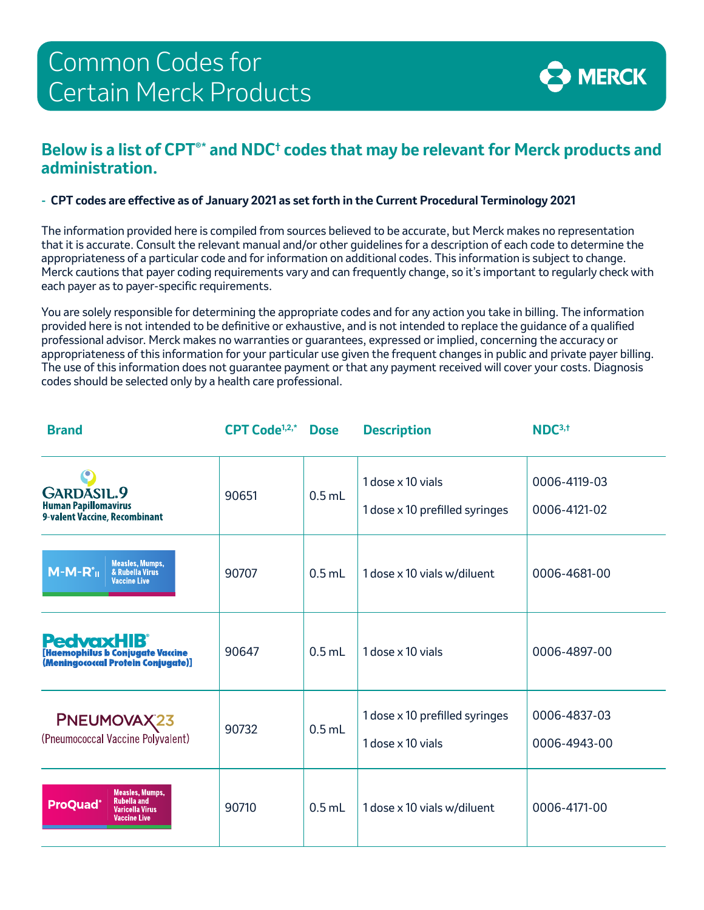# Common Codes for Certain Merck Products

MERCK

## Below is a list of CPT®* and NDC† codes that may be relevant for Merck products and administration.

- **CPT codes are effective as of January 2021 as set forth in the Current Procedural Terminology 2021**

The information provided here is compiled from sources believed to be accurate, but Merck makes no representation that it is accurate. Consult the relevant manual and/or other guidelines for a description of each code to determine the appropriateness of a particular code and for information on additional codes. This information is subject to change. Merck cautions that payer coding requirements vary and can frequently change, so it's important to regularly check with each payer as to payer-specific requirements.

You are solely responsible for determining the appropriate codes and for any action you take in billing. The information provided here is not intended to be definitive or exhaustive, and is not intended to replace the guidance of a qualified professional advisor. Merck makes no warranties or guarantees, expressed or implied, concerning the accuracy or appropriateness of this information for your particular use given the frequent changes in public and private payer billing. The use of this information does not guarantee payment or that any payment received will cover your costs. Diagnosis codes should be selected only by a health care professional.

| Brand | CPT Code[1,2,*] | Dose | Description | NDC[3,†] |
|---|---|---|---|---|
| GARDASIL.9 Human Papillomavirus 9-valent Vaccine, Recombinant | 90651 | 0.5 mL | 1 dose x 10 vials<br>1 dose x 10 prefilled syringes | 0006-4119-03<br>0006-4121-02 |
| M-M-R® II Measles, Mumps, & Rubella Virus Vaccine Live | 90707 | 0.5 mL | 1 dose x 10 vials w/diluent | 0006-4681-00 |
| PedvaxHIB® [Haemophilus b Conjugate Vaccine (Meningococcal Protein Conjugate)] | 90647 | 0.5 mL | 1 dose x 10 vials | 0006-4897-00 |
| PNEUMOVAX 23 (Pneumococcal Vaccine Polyvalent) | 90732 | 0.5 mL | 1 dose x 10 prefilled syringes<br>1 dose x 10 vials | 0006-4837-03<br>0006-4943-00 |
| ProQuad® Measles, Mumps, Rubella and Varicella Virus Vaccine Live | 90710 | 0.5 mL | 1 dose x 10 vials w/diluent | 0006-4171-00 |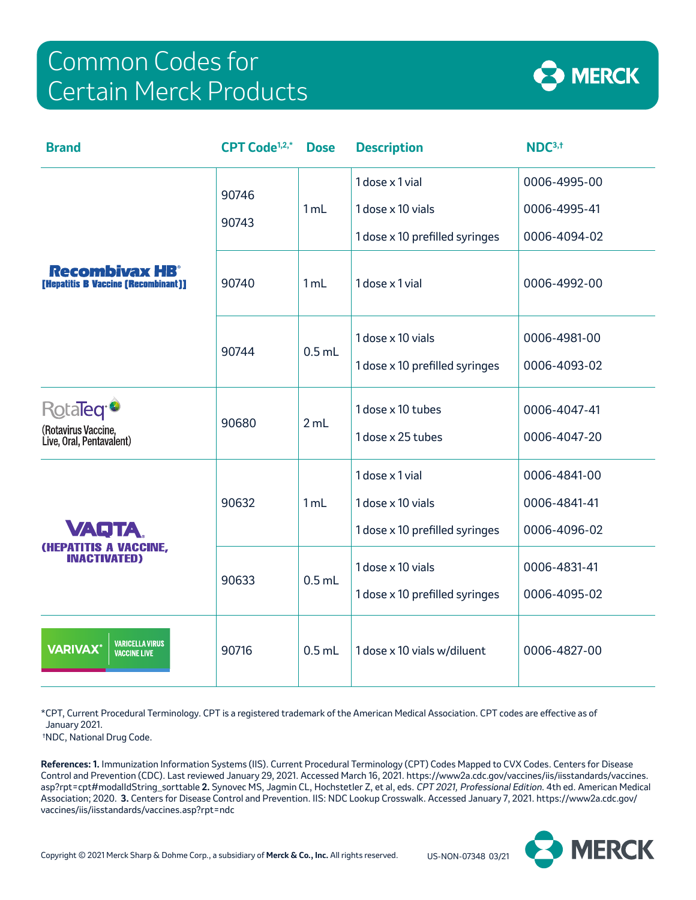# Common Codes for Certain Merck Products

| Brand | CPT Code[1,2,*] | Dose | Description | NDC[3,†] |
|---|---|---|---|---|
| Recombivax HB® [Hepatitis B Vaccine (Recombinant)] | 90746<br>90743 | 1 mL | 1 dose x 1 vial<br>1 dose x 10 vials<br>1 dose x 10 prefilled syringes | 0006-4995-00<br>0006-4995-41<br>0006-4094-02 |
| | 90740 | 1 mL | 1 dose x 1 vial | 0006-4992-00 |
| | 90744 | 0.5 mL | 1 dose x 10 vials<br>1 dose x 10 prefilled syringes | 0006-4981-00<br>0006-4093-02 |
| RotaTeq® (Rotavirus Vaccine, Live, Oral, Pentavalent) | 90680 | 2 mL | 1 dose x 10 tubes<br>1 dose x 25 tubes | 0006-4047-41<br>0006-4047-20 |
| VAQTA® (HEPATITIS A VACCINE, INACTIVATED) | 90632 | 1 mL | 1 dose x 1 vial<br>1 dose x 10 vials<br>1 dose x 10 prefilled syringes | 0006-4841-00<br>0006-4841-41<br>0006-4096-02 |
| | 90633 | 0.5 mL | 1 dose x 10 vials<br>1 dose x 10 prefilled syringes | 0006-4831-41<br>0006-4095-02 |
| VARIVAX® VARICELLA VIRUS VACCINE LIVE | 90716 | 0.5 mL | 1 dose x 10 vials w/diluent | 0006-4827-00 |

*CPT, Current Procedural Terminology. CPT is a registered trademark of the American Medical Association. CPT codes are effective as of January 2021.

†NDC, National Drug Code.

**References: 1.** Immunization Information Systems (IIS). Current Procedural Terminology (CPT) Codes Mapped to CVX Codes. Centers for Disease Control and Prevention (CDC). Last reviewed January 29, 2021. Accessed March 16, 2021. https://www2a.cdc.gov/vaccines/iis/iisstandards/vaccines.asp?rpt=cpt#modalIdString_sorttable **2.** Synovec MS, Jagmin CL, Hochstetler Z, et al, eds. *CPT 2021, Professional Edition.* 4th ed. American Medical Association; 2020. **3.** Centers for Disease Control and Prevention. IIS: NDC Lookup Crosswalk. Accessed January 7, 2021. https://www2a.cdc.gov/vaccines/iis/iisstandards/vaccines.asp?rpt=ndc

Copyright © 2021 Merck Sharp & Dohme Corp., a subsidiary of **Merck & Co., Inc.** All rights reserved.    US-NON-07348 03/21